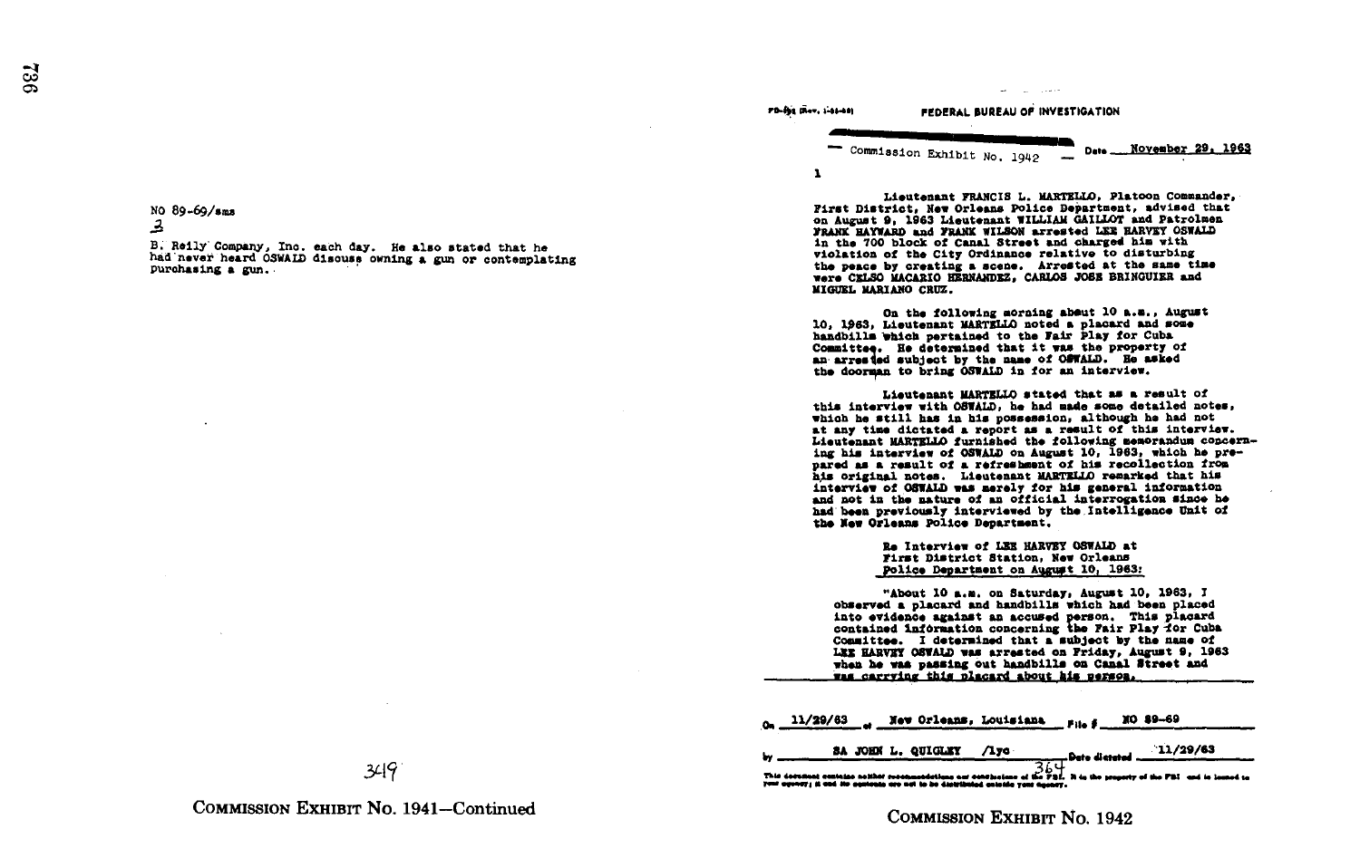NO 89-69/sms

3

B. Reilly Company, Inc. each day. He also stated that he had never heard OSWALD discuss owning a gun or contemplating purchasing a gun.

COMMISSION EXHIBIT No. 1941—Continued

FD-302 (Rev. 1-25-60)

FEDERAL BUREAU OF INVESTIGATION

Commission Exhibit No. 1942

Date November 29, 1963

1

Lieutenant FRANCIS L. MARTELLO, Platoon Commander, First District, New Orleans Police Department, advised that on August 9, 1963 Lieutenant WILLIAM GAILLOT and Patrolmen FRANK HAYWARD and FRANK WILSON arrested LEE HARVEY OSWALD in the 700 block of Canal Street and charged him with violation of the City Ordinance relative to disturbing the peace by creating a scene. Arrested at the same time were CELSO MACARIO HERNANDEZ, CARLOS JOSE BRINGUIER and MIGUEL MARIANO CRUZ.

On the following morning about 10 a.m., August 10, 1963, Lieutenant MARTELLO noted a placard and some handbills which pertained to the Fair Play for Cuba Committee. He determined that it was the property of an arrested subject by the name of OSWALD. He asked the doorman to bring OSWALD in for an interview.

Lieutenant MARTELLO stated that as a result of this interview with OSWALD, he had made some detailed notes, which he still has in his possession, although he had not at any time dictated a report as a result of this interview. Lieutenant MARTELLO furnished the following memorandum concerning his interview of OSWALD on August 10, 1963, which he prepared as a result of a refreshment of his recollection from his original notes. Lieutenant MARTELLO remarked that his interview of OSWALD was merely for his general information and not in the nature of an official interrogation since he had been previously interviewed by the Intelligence Unit of the New Orleans Police Department.

Re Interview of LEE HARVEY OSWALD at First District Station, New Orleans Police Department on August 10, 1963:

"About 10 a.m. on Saturday, August 10, 1963, I observed a placard and handbills which had been placed into evidence against an accused person. This placard contained information concerning the Fair Play for Cuba Committee. I determined that a subject by the name of LEE HARVEY OSWALD was arrested on Friday, August 9, 1963 when he was passing out handbills on Canal Street and was carrying this placard about his person.

On 11/29/63 at New Orleans, Louisiana File # NO 89-69

by SA JOHN L. QUIGLEY /lyc Date dictated 11/29/63

This document contains neither recommendations nor conclusions of the FBI. It is the property of the FBI and is loaned to your agency; it and its contents are not to be distributed outside your agency.

COMMISSION EXHIBIT No. 1942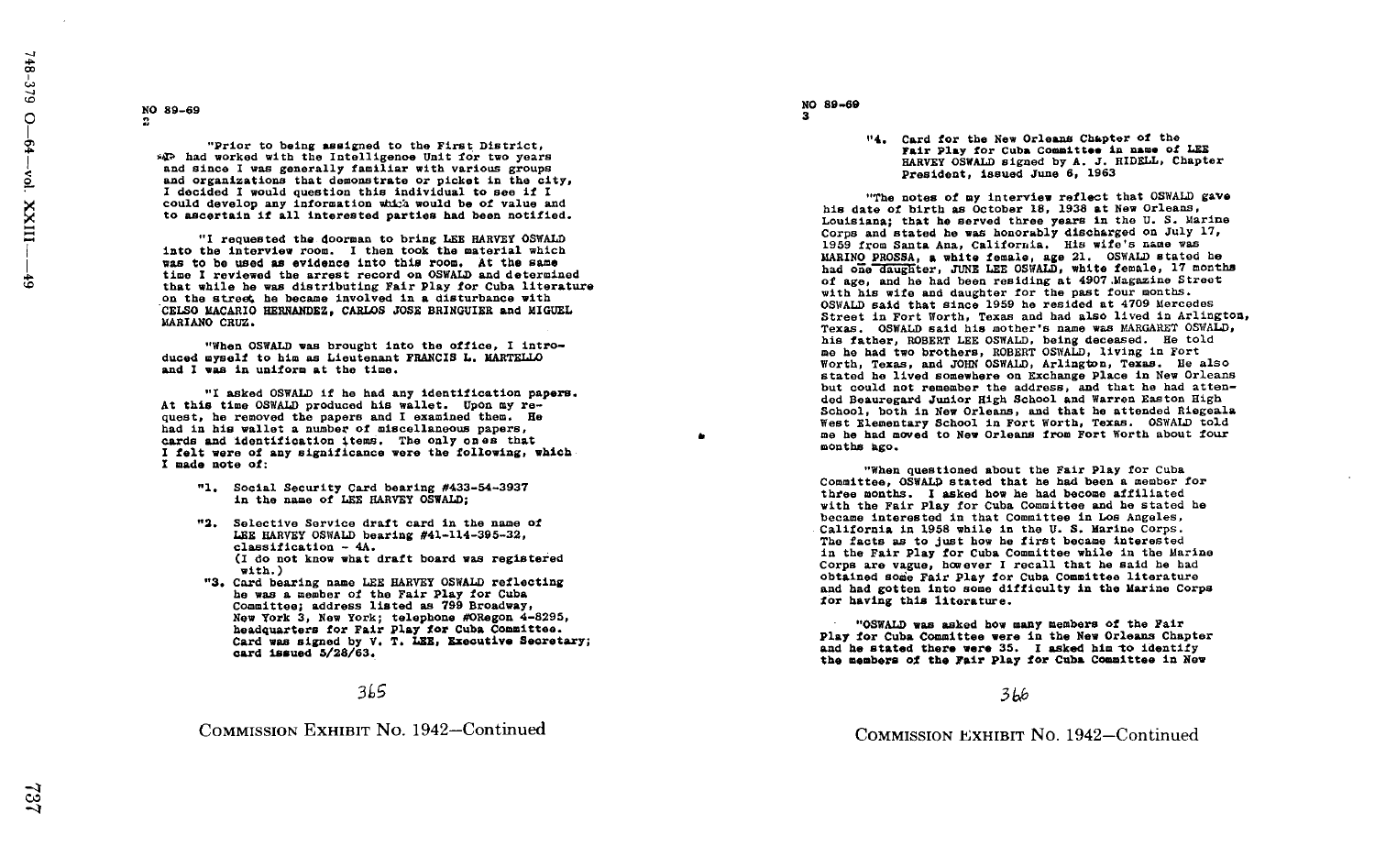NO 89-69
2

"Prior to being assigned to the First District, I had worked with the Intelligence Unit for two years and since I was generally familiar with various groups and organizations that demonstrate or picket in the city, I decided I would question this individual to see if I could develop any information which would be of value and to ascertain if all interested parties had been notified.

"I requested the doorman to bring LEE HARVEY OSWALD into the interview room. I then took the material which was to be used as evidence into this room. At the same time I reviewed the arrest record on OSWALD and determined that while he was distributing Fair Play for Cuba literature on the street, he became involved in a disturbance with CELSO MACARIO HERNANDEZ, CARLOS JOSE BRINGUIER and MIGUEL MARIANO CRUZ.

"When OSWALD was brought into the office, I introduced myself to him as Lieutenant FRANCIS L. MARTELLO and I was in uniform at the time.

"I asked OSWALD if he had any identification papers. At this time OSWALD produced his wallet. Upon my request, he removed the papers and I examined them. He had in his wallet a number of miscellaneous papers, cards and identification items. The only ones that I felt were of any significance were the following, which I made note of:

"1. Social Security Card bearing #433-54-3937 in the name of LEE HARVEY OSWALD;

"2. Selective Service draft card in the name of LEE HARVEY OSWALD bearing #41-114-395-32, classification - 4A.
(I do not know what draft board was registered with.)

"3. Card bearing name LEE HARVEY OSWALD reflecting he was a member of the Fair Play for Cuba Committee; address listed as 799 Broadway, New York 3, New York; telephone #ORegon 4-8295, headquarters for Fair Play for Cuba Committee. Card was signed by V. T. LEE, Executive Secretary; card issued 5/28/63.

365

COMMISSION EXHIBIT No. 1942—Continued

NO 89-69
3

"4. Card for the New Orleans Chapter of the Fair Play for Cuba Committee in name of LEE HARVEY OSWALD signed by A. J. HIDELL, Chapter President, issued June 6, 1963

"The notes of my interview reflect that OSWALD gave his date of birth as October 18, 1938 at New Orleans, Louisiana; that he served three years in the U. S. Marine Corps and stated he was honorably discharged on July 17, 1959 from Santa Ana, California. His wife's name was MARINO PROSSA, a white female, age 21. OSWALD stated he had one daughter, JUNE LEE OSWALD, white female, 17 months of age, and he had been residing at 4907 Magazine Street with his wife and daughter for the past four months. OSWALD said that since 1959 he resided at 4709 Mercedes Street in Fort Worth, Texas and had also lived in Arlington, Texas. OSWALD said his mother's name was MARGARET OSWALD, his father, ROBERT LEE OSWALD, being deceased. He told me he had two brothers, ROBERT OSWALD, living in Fort Worth, Texas, and JOHN OSWALD, Arlington, Texas. He also stated he lived somewhere on Exchange Place in New Orleans but could not remember the address, and that he had attended Beauregard Junior High School and Warren Easton High School, both in New Orleans, and that he attended Riegeala West Elementary School in Fort Worth, Texas. OSWALD told me he had moved to New Orleans from Fort Worth about four months ago.

"When questioned about the Fair Play for Cuba Committee, OSWALD stated that he had been a member for three months. I asked how he had become affiliated with the Fair Play for Cuba Committee and he stated he became interested in that Committee in Los Angeles, California in 1958 while in the U. S. Marine Corps. The facts as to just how he first became interested in the Fair Play for Cuba Committee while in the Marine Corps are vague, however I recall that he said he had obtained some Fair Play for Cuba Committee literature and had gotten into some difficulty in the Marine Corps for having this literature.

"OSWALD was asked how many members of the Fair Play for Cuba Committee were in the New Orleans Chapter and he stated there were 35. I asked him to identify the members of the Fair Play for Cuba Committee in New

366

COMMISSION EXHIBIT No. 1942—Continued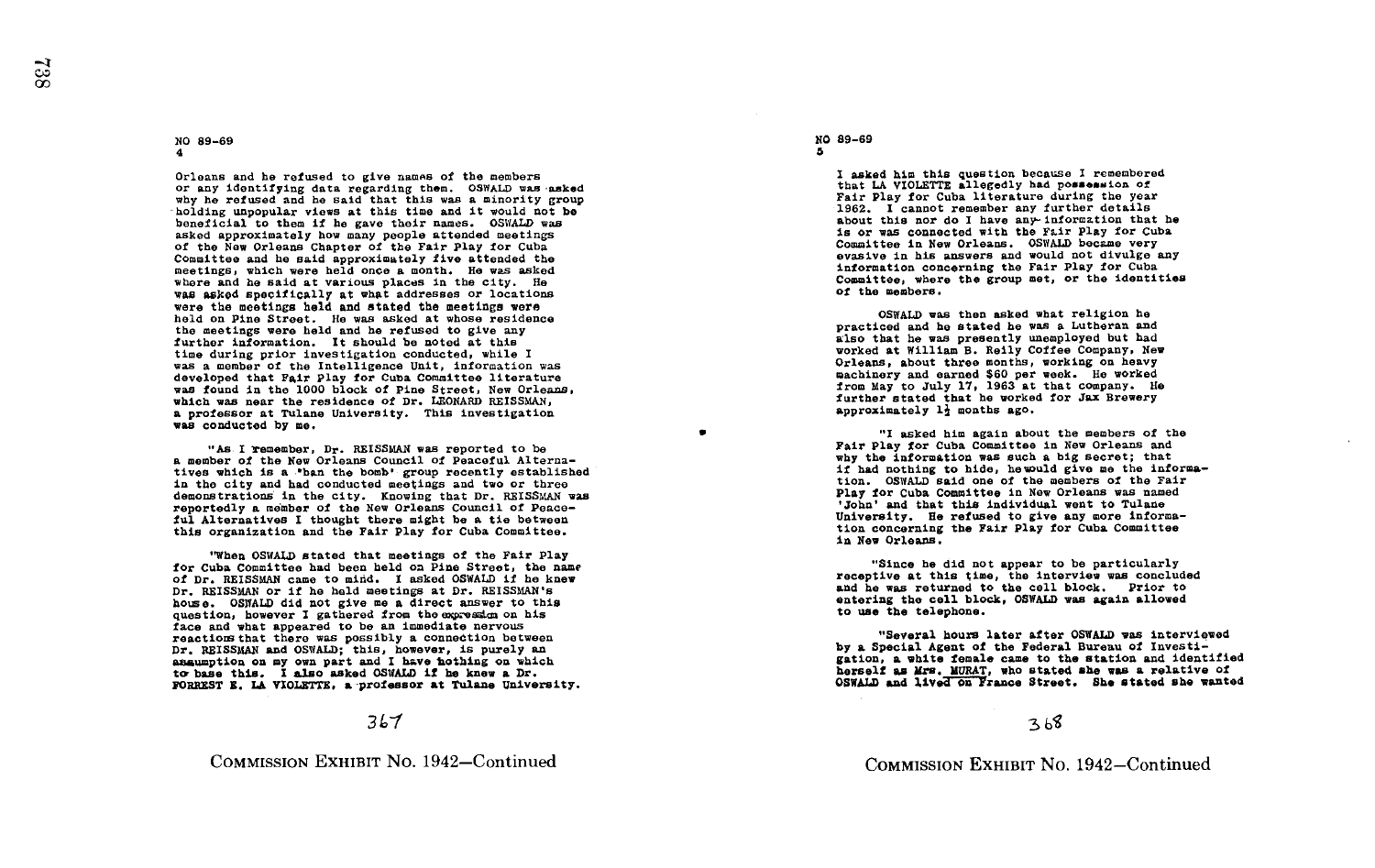NO 89-69
4

Orleans and he refused to give names of the members or any identifying data regarding them. OSWALD was asked why he refused and he said that this was a minority group holding unpopular views at this time and it would not be beneficial to them if he gave their names. OSWALD was asked approximately how many people attended meetings of the New Orleans Chapter of the Fair Play for Cuba Committee and he said approximately five attended the meetings, which were held once a month. He was asked where and he said at various places in the city. He was asked specifically at what addresses or locations were the meetings held and stated the meetings were held on Pine Street. He was asked at whose residence the meetings were held and he refused to give any further information. It should be noted at this time during prior investigation conducted, while I was a member of the Intelligence Unit, information was developed that Fair Play for Cuba Committee literature was found in the 1000 block of Pine Street, New Orleans, which was near the residence of Dr. LEONARD REISSMAN, a professor at Tulane University. This investigation was conducted by me.

"As I remember, Dr. REISSMAN was reported to be a member of the New Orleans Council of Peaceful Alternatives which is a 'ban the bomb' group recently established in the city and had conducted meetings and two or three demonstrations in the city. Knowing that Dr. REISSMAN was reportedly a member of the New Orleans Council of Peaceful Alternatives I thought there might be a tie between this organization and the Fair Play for Cuba Committee.

"When OSWALD stated that meetings of the Fair Play for Cuba Committee had been held on Pine Street, the name of Dr. REISSMAN came to mind. I asked OSWALD if he knew Dr. REISSMAN or if he held meetings at Dr. REISSMAN's house. OSWALD did not give me a direct answer to this question, however I gathered from the expression on his face and what appeared to be an immediate nervous reactions that there was possibly a connection between Dr. REISSMAN and OSWALD; this, however, is purely an assumption on my own part and I have nothing on which to base this. I also asked OSWALD if he knew a Dr. FORREST E. LA VIOLETTE, a professor at Tulane University.

367

COMMISSION EXHIBIT No. 1942—Continued

NO 89-69
5

I asked him this question because I remembered that LA VIOLETTE allegedly had possession of Fair Play for Cuba literature during the year 1962. I cannot remember any further details about this nor do I have any information that he is or was connected with the Fair Play for Cuba Committee in New Orleans. OSWALD became very evasive in his answers and would not divulge any information concerning the Fair Play for Cuba Committee, where the group met, or the identities of the members.

OSWALD was then asked what religion he practiced and he stated he was a Lutheran and also that he was presently unemployed but had worked at William B. Reily Coffee Company, New Orleans, about three months, working on heavy machinery and earned $60 per week. He worked from May to July 17, 1963 at that company. He further stated that he worked for Jax Brewery approximately 1½ months ago.

"I asked him again about the members of the Fair Play for Cuba Committee in New Orleans and why the information was such a big secret; that if had nothing to hide, he would give me the information. OSWALD said one of the members of the Fair Play for Cuba Committee in New Orleans was named 'John' and that this individual went to Tulane University. He refused to give any more information concerning the Fair Play for Cuba Committee in New Orleans.

"Since he did not appear to be particularly receptive at this time, the interview was concluded and he was returned to the cell block. Prior to entering the cell block, OSWALD was again allowed to use the telephone.

"Several hours later after OSWALD was interviewed by a Special Agent of the Federal Bureau of Investigation, a white female came to the station and identified herself as Mrs. MURAT, who stated she was a relative of OSWALD and lived on France Street. She stated she wanted

368

COMMISSION EXHIBIT No. 1942—Continued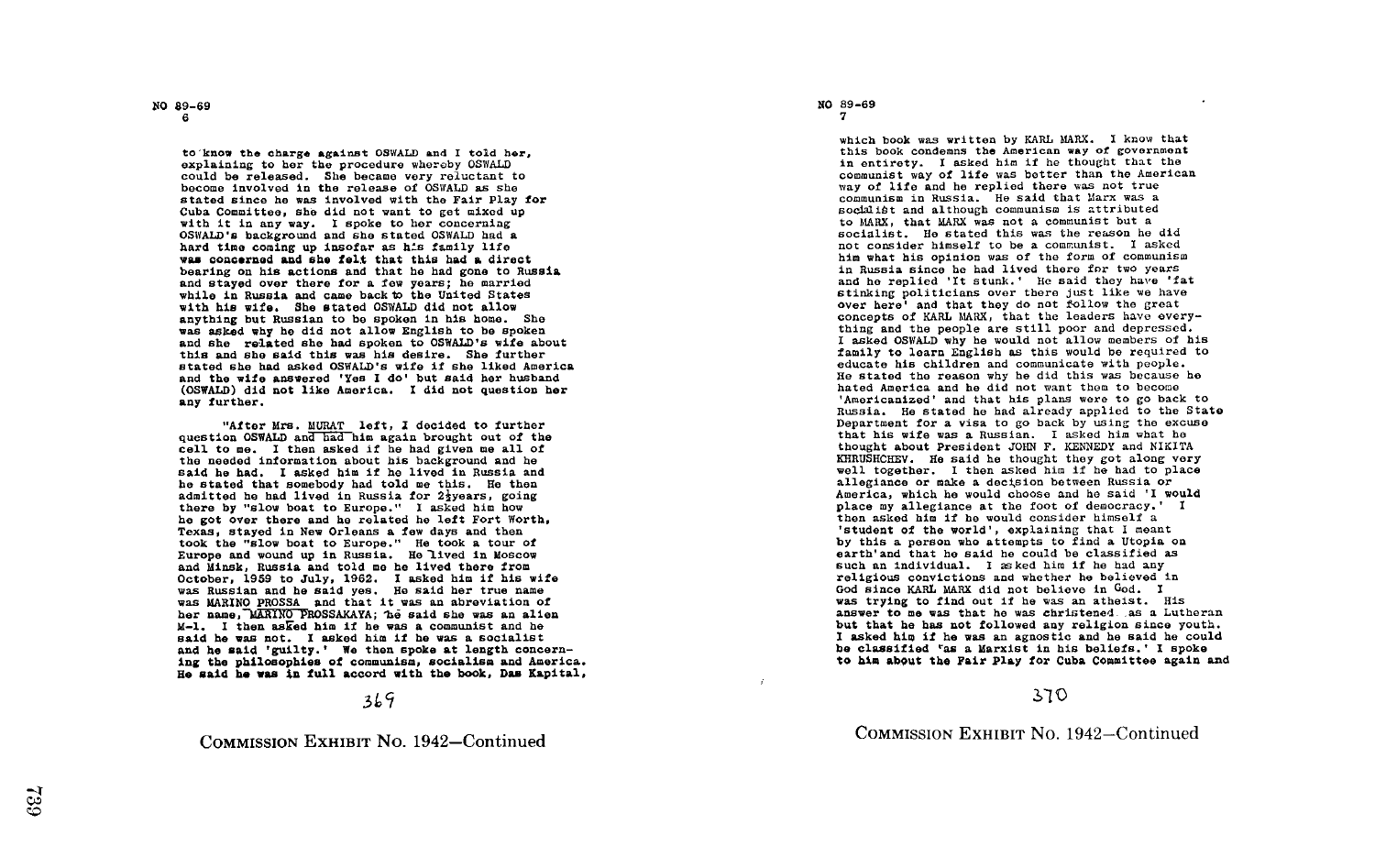to know the charge against OSWALD and I told her, explaining to her the procedure whereby OSWALD could be released. She became very reluctant to become involved in the release of OSWALD as she stated since he was involved with the Fair Play for Cuba Committee, she did not want to get mixed up with it in any way. I spoke to her concerning OSWALD's background and she stated OSWALD had a hard time coming up insofar as his family life was concerned and she felt that this had a direct bearing on his actions and that he had gone to Russia and stayed over there for a few years; he married while in Russia and came back to the United States with his wife. She stated OSWALD did not allow anything but Russian to be spoken in his home. She was asked why he did not allow English to be spoken and she related she had spoken to OSWALD's wife about this and she said this was his desire. She further stated she had asked OSWALD's wife if she liked America and the wife answered 'Yes I do' but said her husband (OSWALD) did not like America. I did not question her any further.

"After Mrs. MURAT left, I decided to further question OSWALD and had him again brought out of the cell to me. I then asked if he had given me all of the needed information about his background and he said he had. I asked him if he lived in Russia and he stated that somebody had told me this. He then admitted he had lived in Russia for 2½years, going there by "slow boat to Europe." I asked him how he got over there and he related he left Fort Worth, Texas, stayed in New Orleans a few days and then took the "slow boat to Europe." He took a tour of Europe and wound up in Russia. He lived in Moscow and Minsk, Russia and told me he lived there from October, 1959 to July, 1962. I asked him if his wife was Russian and he said yes. He said her true name was MARINO PROSSA and that it was an abreviation of her name, MARINO PROSSAKAYA; he said she was an alien M-1. I then asked him if he was a communist and he said he was not. I asked him if he was a socialist and he said 'guilty.' We then spoke at length concerning the philosophies of communism, socialism and America. He said he was in full accord with the book, Das Kapital, which book was written by KARL MARX. I know that this book condemns the American way of government in entirety. I asked him if he thought that the communist way of life was better than the American way of life and he replied there was not true communism in Russia. He said that Marx was a socialist and although communism is attributed to MARX, that MARX was not a communist but a socialist. He stated this was the reason he did not consider himself to be a communist. I asked him what his opinion was of the form of communism in Russia since he had lived there for two years and he replied 'It stunk.' He said they have 'fat stinking politicians over there just like we have over here' and that they do not follow the great concepts of KARL MARX, that the leaders have everything and the people are still poor and depressed. I asked OSWALD why he would not allow members of his family to learn English as this would be required to educate his children and communicate with people. He stated the reason why he did this was because he hated America and he did not want them to become 'Americanized' and that his plans were to go back to Russia. He stated he had already applied to the State Department for a visa to go back by using the excuse that his wife was a Russian. I asked him what he thought about President JOHN F. KENNEDY and NIKITA KHRUSHCHEV. He said he thought they got along very well together. I then asked him if he had to place allegiance or make a decision between Russia or America, which he would choose and he said 'I would place my allegiance at the foot of democracy.' I then asked him if he would consider himself a 'student of the world', explaining that I meant by this a person who attempts to find a Utopia on earth' and that he said he could be classified as such an individual. I asked him if he had any religious convictions and whether he believed in God since KARL MARX did not believe in God. I was trying to find out if he was an atheist. His answer to me was that he was christened as a Lutheran but that he has not followed any religion since youth. I asked him if he was an agnostic and he said he could be classified 'as a Marxist in his beliefs.' I spoke to him about the Fair Play for Cuba Committee again and

COMMISSION EXHIBIT No. 1942—Continued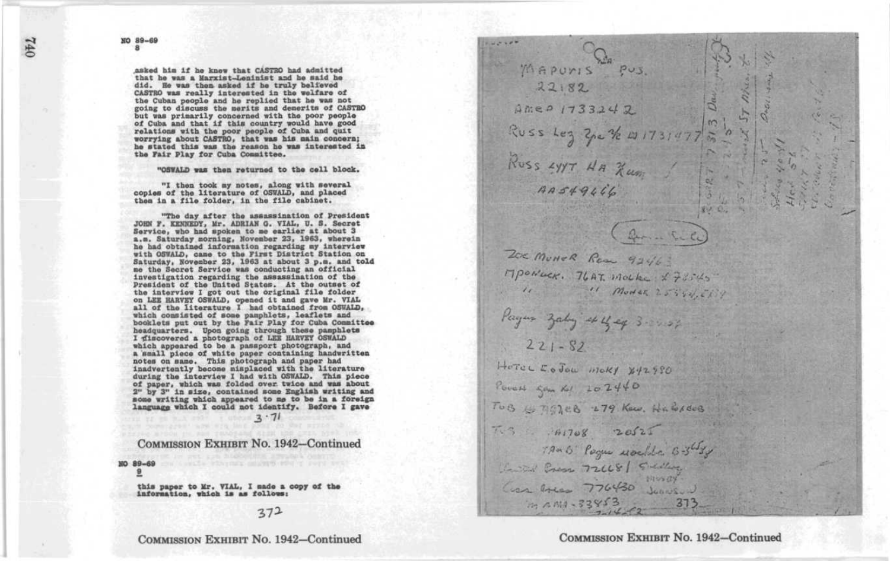NO 89-69
8

asked him if he knew that CASTRO had admitted that he was a Marxist-Leninist and he said he did. He was then asked if he truly believed CASTRO was really interested in the welfare of the Cuban people and he replied that he was not going to discuss the merits and demerits of CASTRO but was primarily concerned with the poor people of Cuba and that if this country would have good relations with the poor people of Cuba and quit worrying about CASTRO, that was his main concern; he stated this was the reason he was interested in the Fair Play for Cuba Committee.

"OSWALD was then returned to the cell block.

"I then took my notes, along with several copies of the literature of OSWALD, and placed them in a file folder, in the file cabinet.

"The day after the assassination of President JOHN F. KENNEDY, Mr. ADRIAN G. VIAL, U. S. Secret Service, who had spoken to me earlier at about 3 a.m. Saturday morning, November 23, 1963, wherein he had obtained information regarding my interview with OSWALD, came to the First District Station on Saturday, November 23, 1963 at about 3 p.m. and told me the Secret Service was conducting an official investigation regarding the assassination of the President of the United States. At the outset of the interview I got out the original file folder on LEE HARVEY OSWALD, opened it and gave Mr. VIAL all of the literature I had obtained from OSWALD, which consisted of some pamphlets, leaflets and booklets put out by the Fair Play for Cuba Committee headquarters. Upon going through these pamphlets I discovered a photograph of LEE HARVEY OSWALD which appeared to be a passport photograph, and a small piece of white paper containing handwritten notes on same. This photograph and paper had inadvertently become misplaced with the literature during the interview I had with OSWALD. This piece of paper, which was folded over twice and was about 2" by 3" in size, contained some English writing and some writing which appeared to me to be in a foreign language which I could not identify. Before I gave

3·71

COMMISSION EXHIBIT No. 1942—Continued

NO 89-69
9

this paper to Mr. VIAL, I made a copy of the information, which is as follows:

372

COMMISSION EXHIBIT No. 1942—Continued

MAPURIS PUS.
22182
AMEP 173324Z
RUSS Lez Zpe ½ 1731477
RUSS 4YYT HA Zum
AA549466

Zoe Moner Rom 92463
MPONUCK. 76AT. Molko £78545
" " Moner 25534, E314
Pagur Zaby 44ey 3-2057
221-82
HOTEL CoJou MOKY X42980
Povett Gan Kl 202440
TOB 75328 279 Kow. HaLoxooB
T-3 A1708 20525
TAAB Pagu uochbe G-3453
Central Exam 72268/ Smelley
Case Areas 776430 Johnson
M AMA-33453 7-14-62

373

COMMISSION EXHIBIT No. 1942—Continued